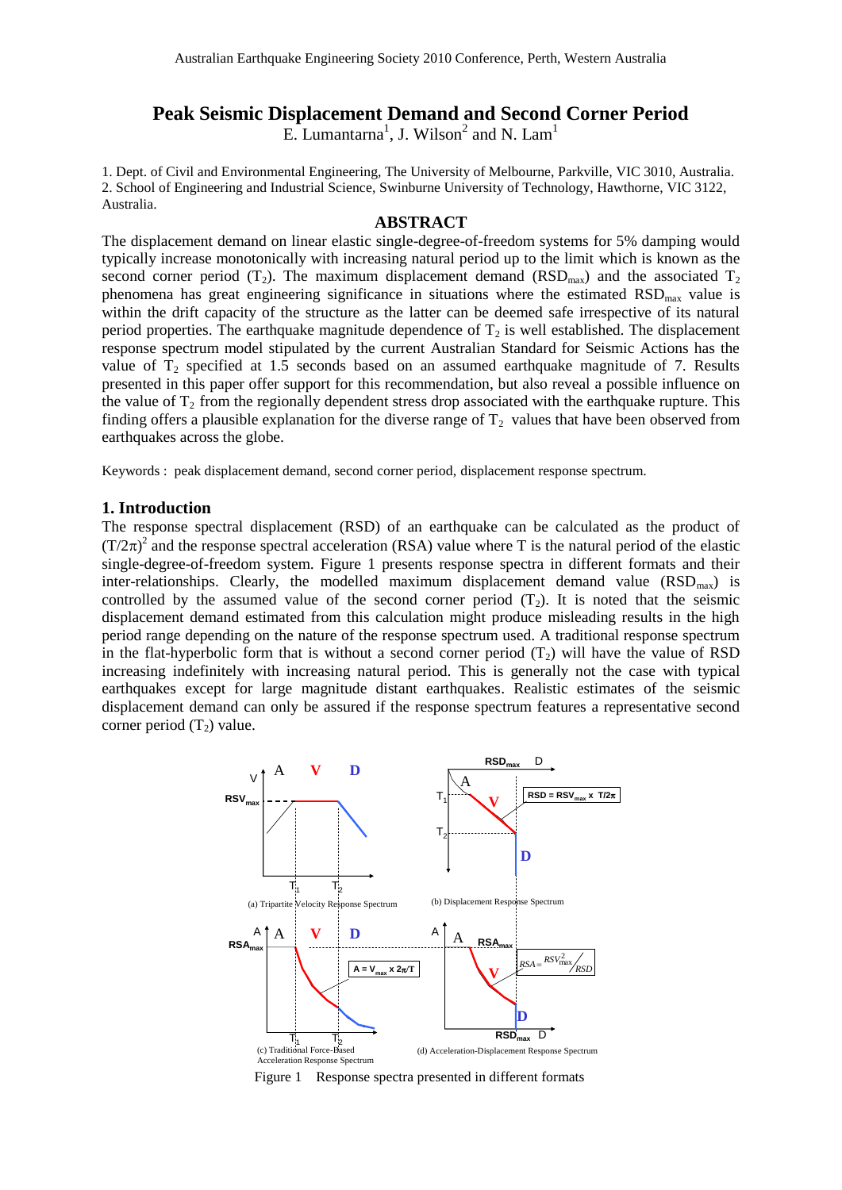# Peak Seismic Displacement Demand and Second Corner Period

E. Lumantarna[1], J. Wilson[2] and N. Lam[1]

1. Dept. of Civil and Environmental Engineering, The University of Melbourne, Parkville, VIC 3010, Australia.
2. School of Engineering and Industrial Science, Swinburne University of Technology, Hawthorne, VIC 3122, Australia.

## ABSTRACT

The displacement demand on linear elastic single-degree-of-freedom systems for 5% damping would typically increase monotonically with increasing natural period up to the limit which is known as the second corner period ($T_2$). The maximum displacement demand ($RSD_{max}$) and the associated $T_2$ phenomena has great engineering significance in situations where the estimated $RSD_{max}$ value is within the drift capacity of the structure as the latter can be deemed safe irrespective of its natural period properties. The earthquake magnitude dependence of $T_2$ is well established. The displacement response spectrum model stipulated by the current Australian Standard for Seismic Actions has the value of $T_2$ specified at 1.5 seconds based on an assumed earthquake magnitude of 7. Results presented in this paper offer support for this recommendation, but also reveal a possible influence on the value of $T_2$ from the regionally dependent stress drop associated with the earthquake rupture. This finding offers a plausible explanation for the diverse range of $T_2$ values that have been observed from earthquakes across the globe.

Keywords : peak displacement demand, second corner period, displacement response spectrum.

## 1. Introduction

The response spectral displacement (RSD) of an earthquake can be calculated as the product of $(T/2\pi)^2$ and the response spectral acceleration (RSA) value where T is the natural period of the elastic single-degree-of-freedom system. Figure 1 presents response spectra in different formats and their inter-relationships. Clearly, the modelled maximum displacement demand value ($RSD_{max}$) is controlled by the assumed value of the second corner period ($T_2$). It is noted that the seismic displacement demand estimated from this calculation might produce misleading results in the high period range depending on the nature of the response spectrum used. A traditional response spectrum in the flat-hyperbolic form that is without a second corner period ($T_2$) will have the value of RSD increasing indefinitely with increasing natural period. This is generally not the case with typical earthquakes except for large magnitude distant earthquakes. Realistic estimates of the seismic displacement demand can only be assured if the response spectrum features a representative second corner period ($T_2$) value.

(a) Tripartite Velocity Response Spectrum

(b) Displacement Response Spectrum — $RSD = RSV_{max} \times T/2\pi$

(c) Traditional Force-Based Acceleration Response Spectrum — $A = V_{max} \times 2\pi/T$

(d) Acceleration-Displacement Response Spectrum — $RSA = \frac{RSV_{max}^2}{RSD}$

Figure 1 Response spectra presented in different formats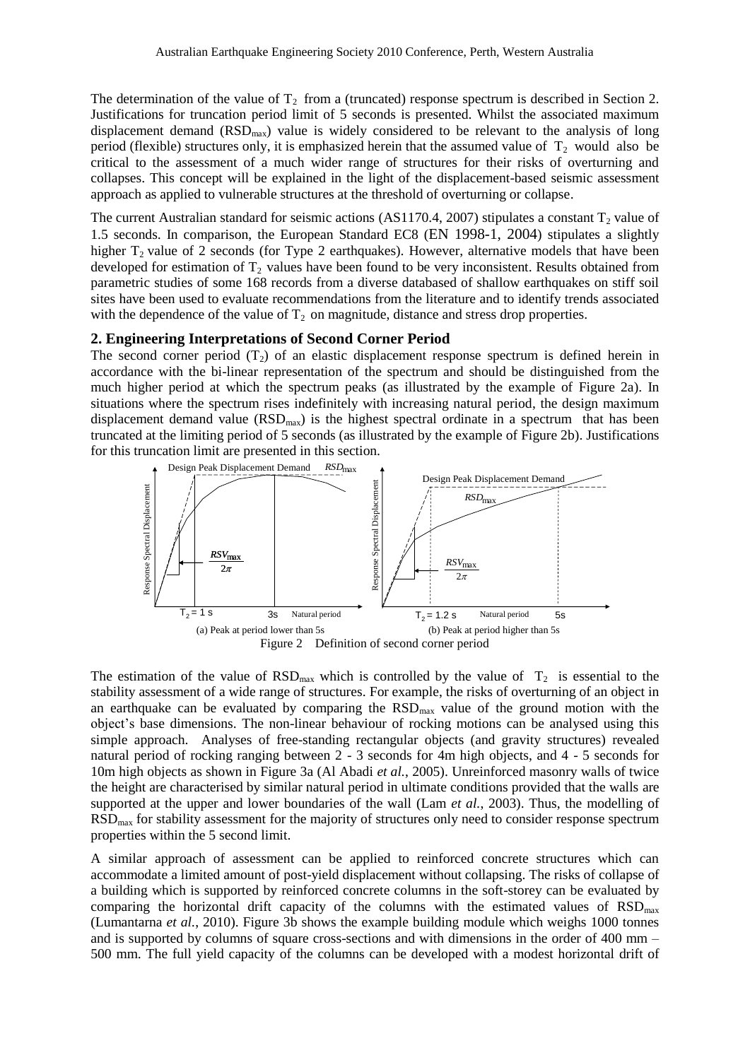The determination of the value of $T_2$ from a (truncated) response spectrum is described in Section 2. Justifications for truncation period limit of 5 seconds is presented. Whilst the associated maximum displacement demand ($RSD_{max}$) value is widely considered to be relevant to the analysis of long period (flexible) structures only, it is emphasized herein that the assumed value of $T_2$ would also be critical to the assessment of a much wider range of structures for their risks of overturning and collapses. This concept will be explained in the light of the displacement-based seismic assessment approach as applied to vulnerable structures at the threshold of overturning or collapse.

The current Australian standard for seismic actions (AS1170.4, 2007) stipulates a constant $T_2$ value of 1.5 seconds. In comparison, the European Standard EC8 (EN 1998-1, 2004) stipulates a slightly higher $T_2$ value of 2 seconds (for Type 2 earthquakes). However, alternative models that have been developed for estimation of $T_2$ values have been found to be very inconsistent. Results obtained from parametric studies of some 168 records from a diverse databased of shallow earthquakes on stiff soil sites have been used to evaluate recommendations from the literature and to identify trends associated with the dependence of the value of $T_2$ on magnitude, distance and stress drop properties.

## 2. Engineering Interpretations of Second Corner Period

The second corner period ($T_2$) of an elastic displacement response spectrum is defined herein in accordance with the bi-linear representation of the spectrum and should be distinguished from the much higher period at which the spectrum peaks (as illustrated by the example of Figure 2a). In situations where the spectrum rises indefinitely with increasing natural period, the design maximum displacement demand value ($RSD_{max}$) is the highest spectral ordinate in a spectrum that has been truncated at the limiting period of 5 seconds (as illustrated by the example of Figure 2b). Justifications for this truncation limit are presented in this section.

Design Peak Displacement Demand $RSD_{max}$ — Response Spectral Displacement — $\frac{RSV_{max}}{2\pi}$ — $T_2 = 1$ s — 3s — Natural period

(a) Peak at period lower than 5s

Design Peak Displacement Demand — $RSD_{max}$ — Response Spectral Displacement — $\frac{RSV_{max}}{2\pi}$ — $T_2 = 1.2$ s — Natural period — 5s

(b) Peak at period higher than 5s

Figure 2 Definition of second corner period

The estimation of the value of $RSD_{max}$ which is controlled by the value of $T_2$ is essential to the stability assessment of a wide range of structures. For example, the risks of overturning of an object in an earthquake can be evaluated by comparing the $RSD_{max}$ value of the ground motion with the object's base dimensions. The non-linear behaviour of rocking motions can be analysed using this simple approach. Analyses of free-standing rectangular objects (and gravity structures) revealed natural period of rocking ranging between 2 - 3 seconds for 4m high objects, and 4 - 5 seconds for 10m high objects as shown in Figure 3a (Al Abadi *et al.*, 2005). Unreinforced masonry walls of twice the height are characterised by similar natural period in ultimate conditions provided that the walls are supported at the upper and lower boundaries of the wall (Lam *et al.*, 2003). Thus, the modelling of $RSD_{max}$ for stability assessment for the majority of structures only need to consider response spectrum properties within the 5 second limit.

A similar approach of assessment can be applied to reinforced concrete structures which can accommodate a limited amount of post-yield displacement without collapsing. The risks of collapse of a building which is supported by reinforced concrete columns in the soft-storey can be evaluated by comparing the horizontal drift capacity of the columns with the estimated values of $RSD_{max}$ (Lumantarna *et al.*, 2010). Figure 3b shows the example building module which weighs 1000 tonnes and is supported by columns of square cross-sections and with dimensions in the order of 400 mm – 500 mm. The full yield capacity of the columns can be developed with a modest horizontal drift of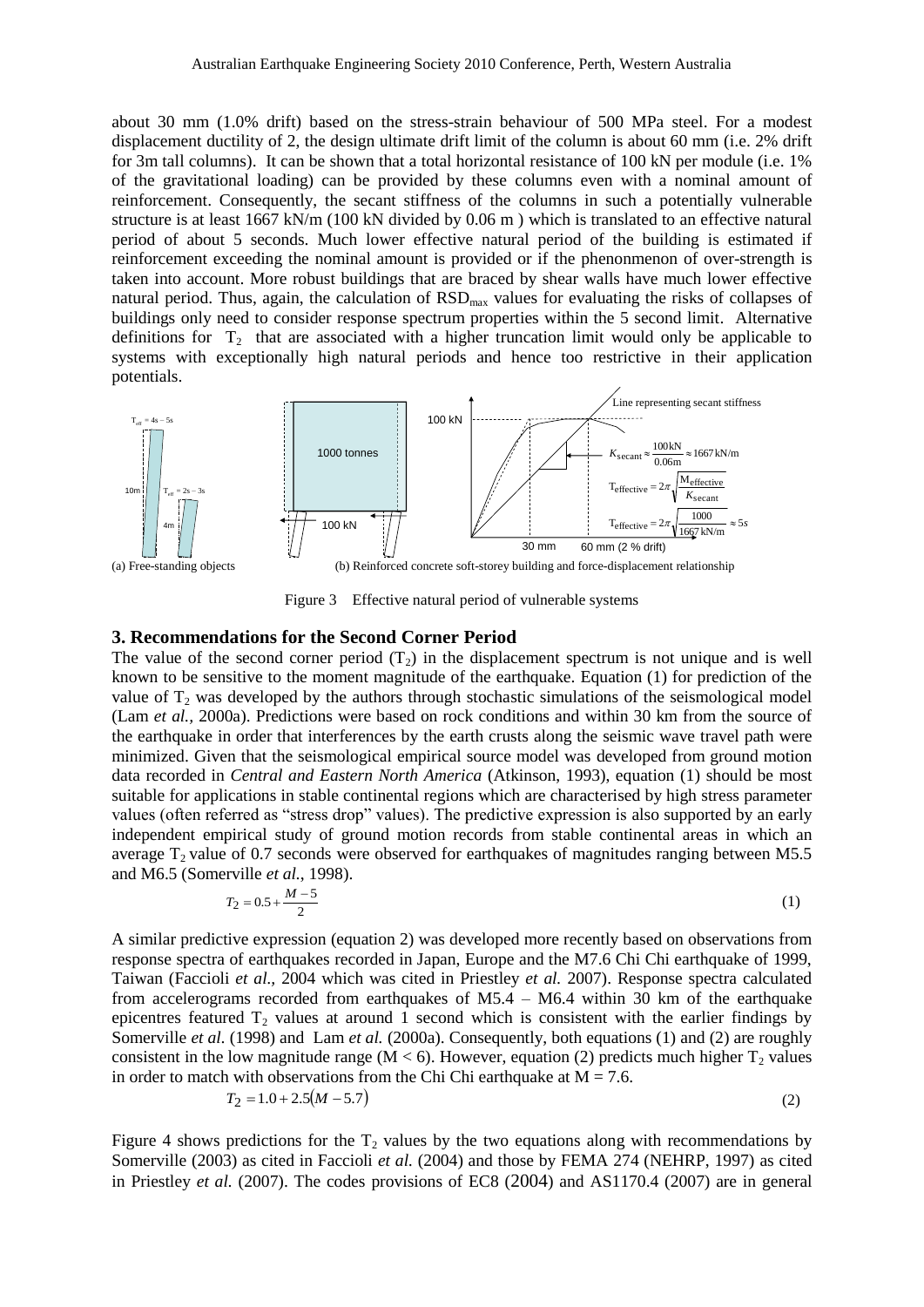about 30 mm (1.0% drift) based on the stress-strain behaviour of 500 MPa steel. For a modest displacement ductility of 2, the design ultimate drift limit of the column is about 60 mm (i.e. 2% drift for 3m tall columns). It can be shown that a total horizontal resistance of 100 kN per module (i.e. 1% of the gravitational loading) can be provided by these columns even with a nominal amount of reinforcement. Consequently, the secant stiffness of the columns in such a potentially vulnerable structure is at least 1667 kN/m (100 kN divided by 0.06 m ) which is translated to an effective natural period of about 5 seconds. Much lower effective natural period of the building is estimated if reinforcement exceeding the nominal amount is provided or if the phenonmenon of over-strength is taken into account. More robust buildings that are braced by shear walls have much lower effective natural period. Thus, again, the calculation of $RSD_{max}$ values for evaluating the risks of collapses of buildings only need to consider response spectrum properties within the 5 second limit. Alternative definitions for $T_2$ that are associated with a higher truncation limit would only be applicable to systems with exceptionally high natural periods and hence too restrictive in their application potentials.

$T_{eff} = 4s - 5s$

10m $T_{eff} = 2s - 3s$

4m

(a) Free-standing objects

1000 tonnes

100 kN

100 kN

Line representing secant stiffness

$K_{secant} \approx \frac{100\text{kN}}{0.06\text{m}} \approx 1667\,\text{kN/m}$

$T_{effective} = 2\pi\sqrt{\frac{M_{effective}}{K_{secant}}}$

$T_{effective} = 2\pi\sqrt{\frac{1000}{1667\,\text{kN/m}}} \approx 5s$

30 mm 60 mm (2 % drift)

(b) Reinforced concrete soft-storey building and force-displacement relationship

Figure 3 Effective natural period of vulnerable systems

### 3. Recommendations for the Second Corner Period

The value of the second corner period ($T_2$) in the displacement spectrum is not unique and is well known to be sensitive to the moment magnitude of the earthquake. Equation (1) for prediction of the value of $T_2$ was developed by the authors through stochastic simulations of the seismological model (Lam *et al.*, 2000a). Predictions were based on rock conditions and within 30 km from the source of the earthquake in order that interferences by the earth crusts along the seismic wave travel path were minimized. Given that the seismological empirical source model was developed from ground motion data recorded in *Central and Eastern North America* (Atkinson, 1993), equation (1) should be most suitable for applications in stable continental regions which are characterised by high stress parameter values (often referred as "stress drop" values). The predictive expression is also supported by an early independent empirical study of ground motion records from stable continental areas in which an average $T_2$ value of 0.7 seconds were observed for earthquakes of magnitudes ranging between M5.5 and M6.5 (Somerville *et al.*, 1998).

$$T_2 = 0.5 + \frac{M-5}{2} \tag{1}$$

A similar predictive expression (equation 2) was developed more recently based on observations from response spectra of earthquakes recorded in Japan, Europe and the M7.6 Chi Chi earthquake of 1999, Taiwan (Faccioli *et al.*, 2004 which was cited in Priestley *et al.* 2007). Response spectra calculated from accelerograms recorded from earthquakes of M5.4 – M6.4 within 30 km of the earthquake epicentres featured $T_2$ values at around 1 second which is consistent with the earlier findings by Somerville *et al.* (1998) and Lam *et al.* (2000a). Consequently, both equations (1) and (2) are roughly consistent in the low magnitude range ($M < 6$). However, equation (2) predicts much higher $T_2$ values in order to match with observations from the Chi Chi earthquake at $M = 7.6$.

$$T_2 = 1.0 + 2.5(M - 5.7) \tag{2}$$

Figure 4 shows predictions for the $T_2$ values by the two equations along with recommendations by Somerville (2003) as cited in Faccioli *et al.* (2004) and those by FEMA 274 (NEHRP, 1997) as cited in Priestley *et al.* (2007). The codes provisions of EC8 (2004) and AS1170.4 (2007) are in general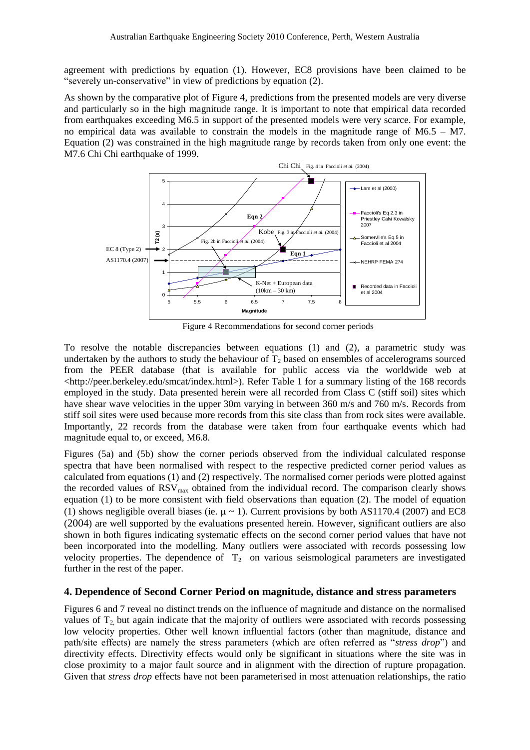agreement with predictions by equation (1). However, EC8 provisions have been claimed to be "severely un-conservative" in view of predictions by equation (2).

As shown by the comparative plot of Figure 4, predictions from the presented models are very diverse and particularly so in the high magnitude range. It is important to note that empirical data recorded from earthquakes exceeding M6.5 in support of the presented models were very scarce. For example, no empirical data was available to constrain the models in the magnitude range of M6.5 – M7. Equation (2) was constrained in the high magnitude range by records taken from only one event: the M7.6 Chi Chi earthquake of 1999.

Figure 4 Recommendations for second corner periods

To resolve the notable discrepancies between equations (1) and (2), a parametric study was undertaken by the authors to study the behaviour of $T_2$ based on ensembles of accelerograms sourced from the PEER database (that is available for public access via the worldwide web at <http://peer.berkeley.edu/smcat/index.html>). Refer Table 1 for a summary listing of the 168 records employed in the study. Data presented herein were all recorded from Class C (stiff soil) sites which have shear wave velocities in the upper 30m varying in between 360 m/s and 760 m/s. Records from stiff soil sites were used because more records from this site class than from rock sites were available. Importantly, 22 records from the database were taken from four earthquake events which had magnitude equal to, or exceed, M6.8.

Figures (5a) and (5b) show the corner periods observed from the individual calculated response spectra that have been normalised with respect to the respective predicted corner period values as calculated from equations (1) and (2) respectively. The normalised corner periods were plotted against the recorded values of $RSV_{max}$ obtained from the individual record. The comparison clearly shows equation (1) to be more consistent with field observations than equation (2). The model of equation (1) shows negligible overall biases (ie. $\mu \sim 1$). Current provisions by both AS1170.4 (2007) and EC8 (2004) are well supported by the evaluations presented herein. However, significant outliers are also shown in both figures indicating systematic effects on the second corner period values that have not been incorporated into the modelling. Many outliers were associated with records possessing low velocity properties. The dependence of $T_2$ on various seismological parameters are investigated further in the rest of the paper.

## 4. Dependence of Second Corner Period on magnitude, distance and stress parameters

Figures 6 and 7 reveal no distinct trends on the influence of magnitude and distance on the normalised values of $T_2$, but again indicate that the majority of outliers were associated with records possessing low velocity properties. Other well known influential factors (other than magnitude, distance and path/site effects) are namely the stress parameters (which are often referred as "*stress drop*") and directivity effects. Directivity effects would only be significant in situations where the site was in close proximity to a major fault source and in alignment with the direction of rupture propagation. Given that *stress drop* effects have not been parameterised in most attenuation relationships, the ratio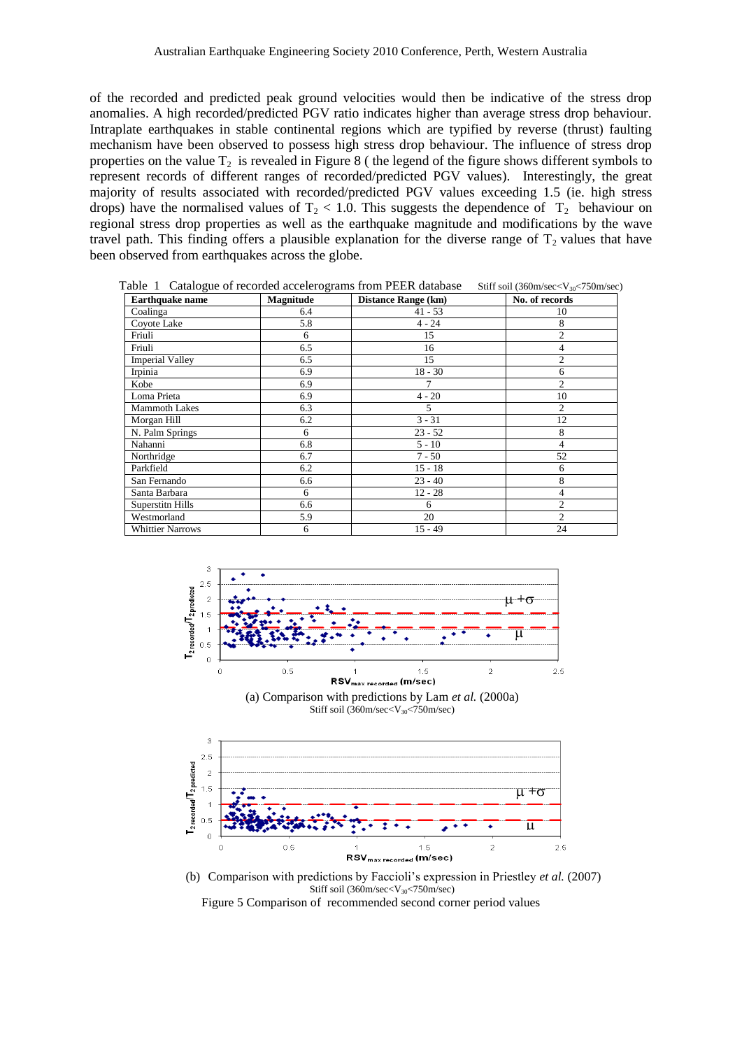of the recorded and predicted peak ground velocities would then be indicative of the stress drop anomalies. A high recorded/predicted PGV ratio indicates higher than average stress drop behaviour. Intraplate earthquakes in stable continental regions which are typified by reverse (thrust) faulting mechanism have been observed to possess high stress drop behaviour. The influence of stress drop properties on the value $T_2$ is revealed in Figure 8 ( the legend of the figure shows different symbols to represent records of different ranges of recorded/predicted PGV values). Interestingly, the great majority of results associated with recorded/predicted PGV values exceeding 1.5 (ie. high stress drops) have the normalised values of $T_2 < 1.0$. This suggests the dependence of $T_2$ behaviour on regional stress drop properties as well as the earthquake magnitude and modifications by the wave travel path. This finding offers a plausible explanation for the diverse range of $T_2$ values that have been observed from earthquakes across the globe.

Table 1 Catalogue of recorded accelerograms from PEER database Stiff soil (360m/sec<$V_{30}$<750m/sec)

| Earthquake name | Magnitude | Distance Range (km) | No. of records |
|---|---|---|---|
| Coalinga | 6.4 | 41 - 53 | 10 |
| Coyote Lake | 5.8 | 4 - 24 | 8 |
| Friuli | 6 | 15 | 2 |
| Friuli | 6.5 | 16 | 4 |
| Imperial Valley | 6.5 | 15 | 2 |
| Irpinia | 6.9 | 18 - 30 | 6 |
| Kobe | 6.9 | 7 | 2 |
| Loma Prieta | 6.9 | 4 - 20 | 10 |
| Mammoth Lakes | 6.3 | 5 | 2 |
| Morgan Hill | 6.2 | 3 - 31 | 12 |
| N. Palm Springs | 6 | 23 - 52 | 8 |
| Nahanni | 6.8 | 5 - 10 | 4 |
| Northridge | 6.7 | 7 - 50 | 52 |
| Parkfield | 6.2 | 15 - 18 | 6 |
| San Fernando | 6.6 | 23 - 40 | 8 |
| Santa Barbara | 6 | 12 - 28 | 4 |
| Superstitn Hills | 6.6 | 6 | 2 |
| Westmorland | 5.9 | 20 | 2 |
| Whittier Narrows | 6 | 15 - 49 | 24 |

(a) Comparison with predictions by Lam *et al.* (2000a)
Stiff soil (360m/sec<$V_{30}$<750m/sec)

(b) Comparison with predictions by Faccioli's expression in Priestley *et al.* (2007)
Stiff soil (360m/sec<$V_{30}$<750m/sec)

Figure 5 Comparison of recommended second corner period values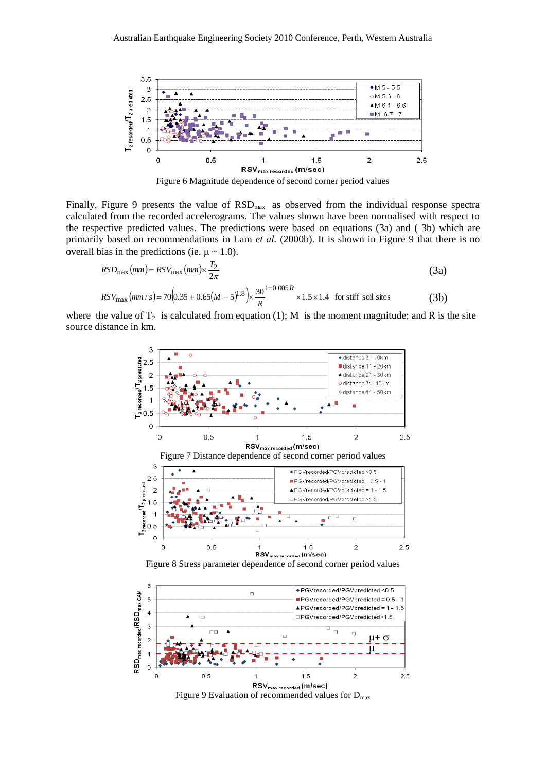Figure 6 Magnitude dependence of second corner period values

Finally, Figure 9 presents the value of $RSD_{max}$ as observed from the individual response spectra calculated from the recorded accelerograms. The values shown have been normalised with respect to the respective predicted values. The predictions were based on equations (3a) and ( 3b) which are primarily based on recommendations in Lam *et al.* (2000b). It is shown in Figure 9 that there is no overall bias in the predictions (ie. $\mu \sim 1.0$).

$$RSD_{max}(mm) = RSV_{max}(mm) \times \frac{T_2}{2\pi} \tag{3a}$$

$$RSV_{max}(mm/s) = 70\left(0.35 + 0.65(M-5)^{1.8}\right) \times \frac{30}{R}^{1=0.005R} \times 1.5 \times 1.4 \quad \text{for stiff soil sites} \tag{3b}$$

where the value of $T_2$ is calculated from equation (1); M is the moment magnitude; and R is the site source distance in km.

Figure 7 Distance dependence of second corner period values

Figure 8 Stress parameter dependence of second corner period values

Figure 9 Evaluation of recommended values for $D_{max}$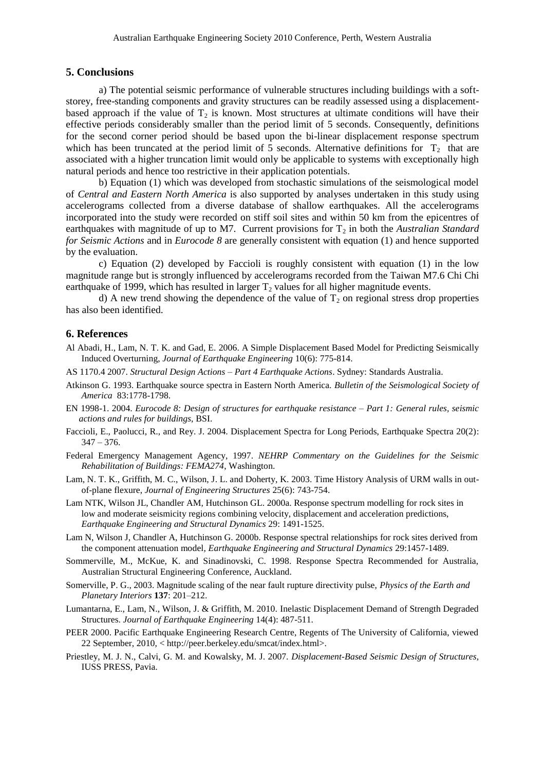## 5. Conclusions

a) The potential seismic performance of vulnerable structures including buildings with a soft-storey, free-standing components and gravity structures can be readily assessed using a displacement-based approach if the value of $T_2$ is known. Most structures at ultimate conditions will have their effective periods considerably smaller than the period limit of 5 seconds. Consequently, definitions for the second corner period should be based upon the bi-linear displacement response spectrum which has been truncated at the period limit of 5 seconds. Alternative definitions for $T_2$ that are associated with a higher truncation limit would only be applicable to systems with exceptionally high natural periods and hence too restrictive in their application potentials.

b) Equation (1) which was developed from stochastic simulations of the seismological model of *Central and Eastern North America* is also supported by analyses undertaken in this study using accelerograms collected from a diverse database of shallow earthquakes. All the accelerograms incorporated into the study were recorded on stiff soil sites and within 50 km from the epicentres of earthquakes with magnitude of up to M7. Current provisions for $T_2$ in both the *Australian Standard for Seismic Actions* and in *Eurocode 8* are generally consistent with equation (1) and hence supported by the evaluation.

c) Equation (2) developed by Faccioli is roughly consistent with equation (1) in the low magnitude range but is strongly influenced by accelerograms recorded from the Taiwan M7.6 Chi Chi earthquake of 1999, which has resulted in larger $T_2$ values for all higher magnitude events.

d) A new trend showing the dependence of the value of $T_2$ on regional stress drop properties has also been identified.

## 6. References

Al Abadi, H., Lam, N. T. K. and Gad, E. 2006. A Simple Displacement Based Model for Predicting Seismically Induced Overturning, *Journal of Earthquake Engineering* 10(6): 775-814.

AS 1170.4 2007. *Structural Design Actions – Part 4 Earthquake Actions*. Sydney: Standards Australia.

Atkinson G. 1993. Earthquake source spectra in Eastern North America. *Bulletin of the Seismological Society of America* 83:1778-1798.

EN 1998-1. 2004. *Eurocode 8: Design of structures for earthquake resistance – Part 1: General rules, seismic actions and rules for buildings*, BSI.

Faccioli, E., Paolucci, R., and Rey. J. 2004. Displacement Spectra for Long Periods, Earthquake Spectra 20(2): 347 – 376.

Federal Emergency Management Agency, 1997. *NEHRP Commentary on the Guidelines for the Seismic Rehabilitation of Buildings: FEMA274*, Washington.

Lam, N. T. K., Griffith, M. C., Wilson, J. L. and Doherty, K. 2003. Time History Analysis of URM walls in out-of-plane flexure, *Journal of Engineering Structures* 25(6): 743-754.

Lam NTK, Wilson JL, Chandler AM, Hutchinson GL. 2000a. Response spectrum modelling for rock sites in low and moderate seismicity regions combining velocity, displacement and acceleration predictions, *Earthquake Engineering and Structural Dynamics* 29: 1491-1525.

Lam N, Wilson J, Chandler A, Hutchinson G. 2000b. Response spectral relationships for rock sites derived from the component attenuation model, *Earthquake Engineering and Structural Dynamics* 29:1457-1489.

Sommerville, M., McKue, K. and Sinadinovski, C. 1998. Response Spectra Recommended for Australia, Australian Structural Engineering Conference, Auckland.

Somerville, P. G., 2003. Magnitude scaling of the near fault rupture directivity pulse, *Physics of the Earth and Planetary Interiors* **137**: 201–212.

Lumantarna, E., Lam, N., Wilson, J. & Griffith, M. 2010. Inelastic Displacement Demand of Strength Degraded Structures. *Journal of Earthquake Engineering* 14(4): 487-511.

PEER 2000. Pacific Earthquake Engineering Research Centre, Regents of The University of California, viewed 22 September, 2010, < http://peer.berkeley.edu/smcat/index.html>.

Priestley, M. J. N., Calvi, G. M. and Kowalsky, M. J. 2007. *Displacement-Based Seismic Design of Structures*, IUSS PRESS, Pavia.